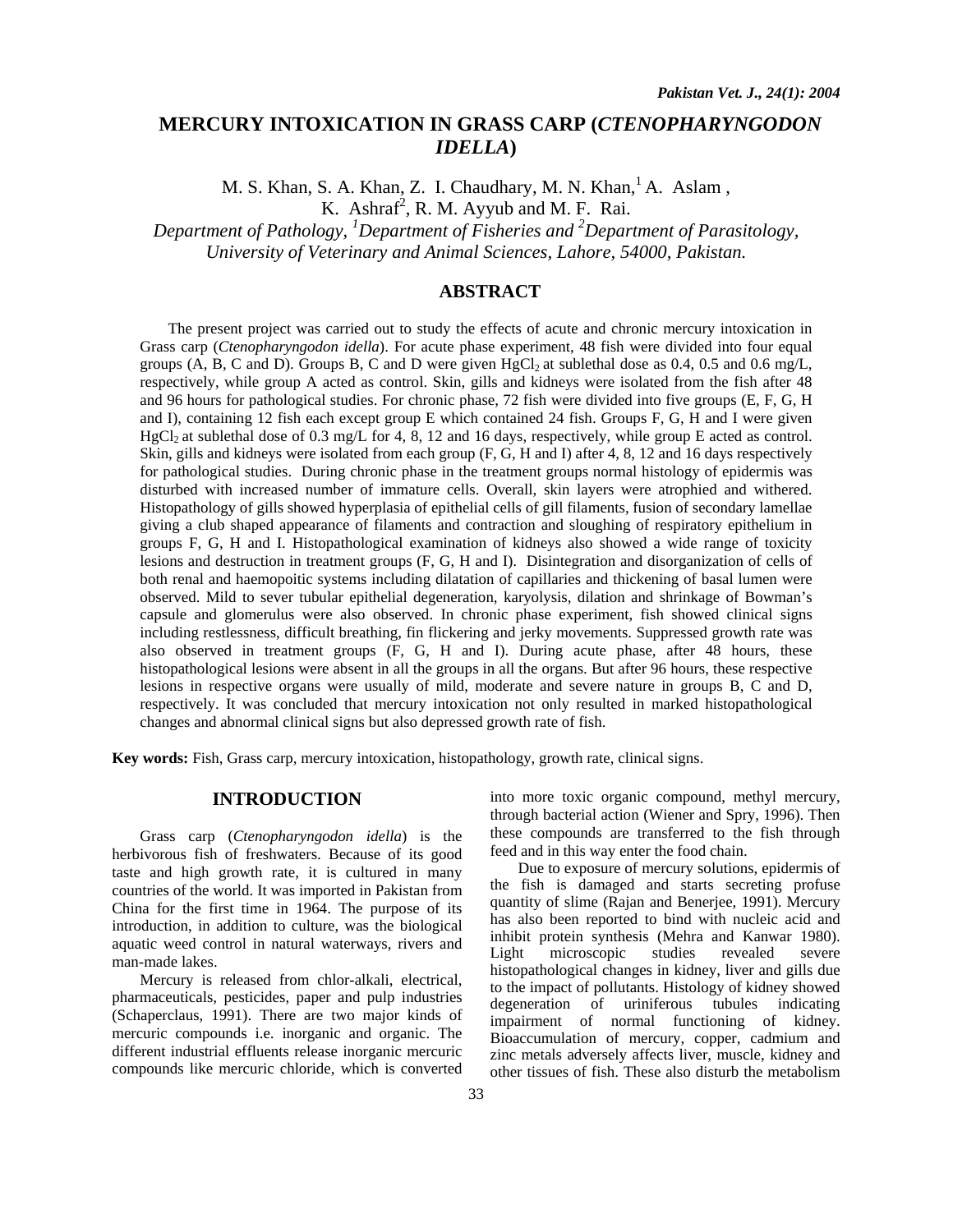# MERCURY INTOXICATION IN GRASS CARP (*CTENOPHARYNGODON IDELLA*)

M. S. Khan, S. A. Khan, Z. I. Chaudhary, M. N. Khan,[1] A. Aslam, K. Ashraf[2], R. M. Ayyub and M. F. Rai.

*Department of Pathology, [1]Department of Fisheries and [2]Department of Parasitology, University of Veterinary and Animal Sciences, Lahore, 54000, Pakistan.*

## ABSTRACT

The present project was carried out to study the effects of acute and chronic mercury intoxication in Grass carp (*Ctenopharyngodon idella*). For acute phase experiment, 48 fish were divided into four equal groups (A, B, C and D). Groups B, C and D were given $HgCl_2$ at sublethal dose as 0.4, 0.5 and 0.6 mg/L, respectively, while group A acted as control. Skin, gills and kidneys were isolated from the fish after 48 and 96 hours for pathological studies. For chronic phase, 72 fish were divided into five groups (E, F, G, H and I), containing 12 fish each except group E which contained 24 fish. Groups F, G, H and I were given $HgCl_2$ at sublethal dose of 0.3 mg/L for 4, 8, 12 and 16 days, respectively, while group E acted as control. Skin, gills and kidneys were isolated from each group (F, G, H and I) after 4, 8, 12 and 16 days respectively for pathological studies. During chronic phase in the treatment groups normal histology of epidermis was disturbed with increased number of immature cells. Overall, skin layers were atrophied and withered. Histopathology of gills showed hyperplasia of epithelial cells of gill filaments, fusion of secondary lamellae giving a club shaped appearance of filaments and contraction and sloughing of respiratory epithelium in groups F, G, H and I. Histopathological examination of kidneys also showed a wide range of toxicity lesions and destruction in treatment groups (F, G, H and I). Disintegration and disorganization of cells of both renal and haemopoitic systems including dilatation of capillaries and thickening of basal lumen were observed. Mild to sever tubular epithelial degeneration, karyolysis, dilation and shrinkage of Bowman's capsule and glomerulus were also observed. In chronic phase experiment, fish showed clinical signs including restlessness, difficult breathing, fin flickering and jerky movements. Suppressed growth rate was also observed in treatment groups (F, G, H and I). During acute phase, after 48 hours, these histopathological lesions were absent in all the groups in all the organs. But after 96 hours, these respective lesions in respective organs were usually of mild, moderate and severe nature in groups B, C and D, respectively. It was concluded that mercury intoxication not only resulted in marked histopathological changes and abnormal clinical signs but also depressed growth rate of fish.

**Key words:** Fish, Grass carp, mercury intoxication, histopathology, growth rate, clinical signs.

## INTRODUCTION

Grass carp (*Ctenopharyngodon idella*) is the herbivorous fish of freshwaters. Because of its good taste and high growth rate, it is cultured in many countries of the world. It was imported in Pakistan from China for the first time in 1964. The purpose of its introduction, in addition to culture, was the biological aquatic weed control in natural waterways, rivers and man-made lakes.

Mercury is released from chlor-alkali, electrical, pharmaceuticals, pesticides, paper and pulp industries (Schaperclaus, 1991). There are two major kinds of mercuric compounds i.e. inorganic and organic. The different industrial effluents release inorganic mercuric compounds like mercuric chloride, which is converted into more toxic organic compound, methyl mercury, through bacterial action (Wiener and Spry, 1996). Then these compounds are transferred to the fish through feed and in this way enter the food chain.

Due to exposure of mercury solutions, epidermis of the fish is damaged and starts secreting profuse quantity of slime (Rajan and Benerjee, 1991). Mercury has also been reported to bind with nucleic acid and inhibit protein synthesis (Mehra and Kanwar 1980). Light microscopic studies revealed severe histopathological changes in kidney, liver and gills due to the impact of pollutants. Histology of kidney showed degeneration of uriniferous tubules indicating impairment of normal functioning of kidney. Bioaccumulation of mercury, copper, cadmium and zinc metals adversely affects liver, muscle, kidney and other tissues of fish. These also disturb the metabolism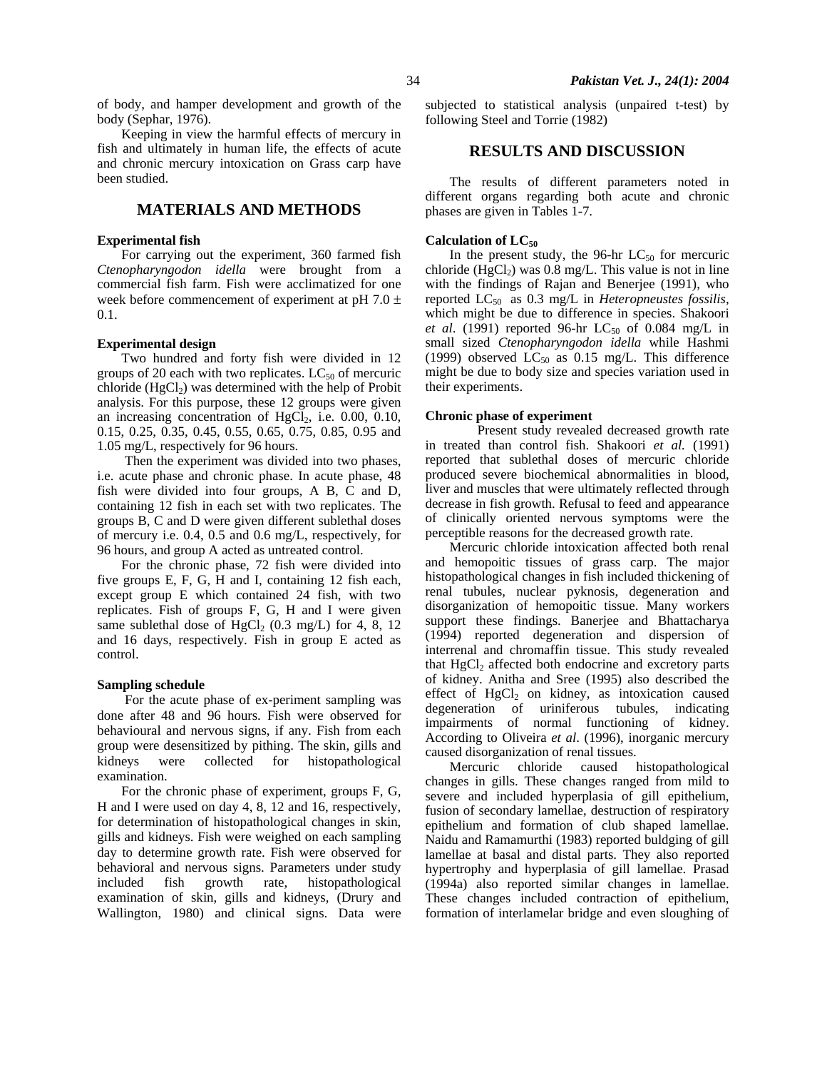of body, and hamper development and growth of the body (Sephar, 1976).

Keeping in view the harmful effects of mercury in fish and ultimately in human life, the effects of acute and chronic mercury intoxication on Grass carp have been studied.

## MATERIALS AND METHODS

### Experimental fish

For carrying out the experiment, 360 farmed fish *Ctenopharyngodon idella* were brought from a commercial fish farm. Fish were acclimatized for one week before commencement of experiment at pH 7.0 ± 0.1.

### Experimental design

Two hundred and forty fish were divided in 12 groups of 20 each with two replicates. $LC_{50}$ of mercuric chloride ($HgCl_2$) was determined with the help of Probit analysis. For this purpose, these 12 groups were given an increasing concentration of $HgCl_2$, i.e. 0.00, 0.10, 0.15, 0.25, 0.35, 0.45, 0.55, 0.65, 0.75, 0.85, 0.95 and 1.05 mg/L, respectively for 96 hours.

Then the experiment was divided into two phases, i.e. acute phase and chronic phase. In acute phase, 48 fish were divided into four groups, A B, C and D, containing 12 fish in each set with two replicates. The groups B, C and D were given different sublethal doses of mercury i.e. 0.4, 0.5 and 0.6 mg/L, respectively, for 96 hours, and group A acted as untreated control.

For the chronic phase, 72 fish were divided into five groups E, F, G, H and I, containing 12 fish each, except group E which contained 24 fish, with two replicates. Fish of groups F, G, H and I were given same sublethal dose of $HgCl_2$ (0.3 mg/L) for 4, 8, 12 and 16 days, respectively. Fish in group E acted as control.

### Sampling schedule

For the acute phase of ex-periment sampling was done after 48 and 96 hours. Fish were observed for behavioural and nervous signs, if any. Fish from each group were desensitized by pithing. The skin, gills and kidneys were collected for histopathological examination.

For the chronic phase of experiment, groups F, G, H and I were used on day 4, 8, 12 and 16, respectively, for determination of histopathological changes in skin, gills and kidneys. Fish were weighed on each sampling day to determine growth rate. Fish were observed for behavioral and nervous signs. Parameters under study included fish growth rate, histopathological examination of skin, gills and kidneys, (Drury and Wallington, 1980) and clinical signs. Data were subjected to statistical analysis (unpaired t-test) by following Steel and Torrie (1982)

## RESULTS AND DISCUSSION

The results of different parameters noted in different organs regarding both acute and chronic phases are given in Tables 1-7.

### Calculation of $LC_{50}$

In the present study, the 96-hr $LC_{50}$ for mercuric chloride ($HgCl_2$) was 0.8 mg/L. This value is not in line with the findings of Rajan and Benerjee (1991), who reported $LC_{50}$ as 0.3 mg/L in *Heteropneustes fossilis*, which might be due to difference in species. Shakoori *et al*. (1991) reported 96-hr $LC_{50}$ of 0.084 mg/L in small sized *Ctenopharyngodon idella* while Hashmi (1999) observed $LC_{50}$ as 0.15 mg/L. This difference might be due to body size and species variation used in their experiments.

### Chronic phase of experiment

Present study revealed decreased growth rate in treated than control fish. Shakoori *et al.* (1991) reported that sublethal doses of mercuric chloride produced severe biochemical abnormalities in blood, liver and muscles that were ultimately reflected through decrease in fish growth. Refusal to feed and appearance of clinically oriented nervous symptoms were the perceptible reasons for the decreased growth rate.

Mercuric chloride intoxication affected both renal and hemopoitic tissues of grass carp. The major histopathological changes in fish included thickening of renal tubules, nuclear pyknosis, degeneration and disorganization of hemopoitic tissue. Many workers support these findings. Banerjee and Bhattacharya (1994) reported degeneration and dispersion of interrenal and chromaffin tissue. This study revealed that $HgCl_2$ affected both endocrine and excretory parts of kidney. Anitha and Sree (1995) also described the effect of $HgCl_2$ on kidney, as intoxication caused degeneration of uriniferous tubules, indicating impairments of normal functioning of kidney. According to Oliveira *et al*. (1996), inorganic mercury caused disorganization of renal tissues.

Mercuric chloride caused histopathological changes in gills. These changes ranged from mild to severe and included hyperplasia of gill epithelium, fusion of secondary lamellae, destruction of respiratory epithelium and formation of club shaped lamellae. Naidu and Ramamurthi (1983) reported buldging of gill lamellae at basal and distal parts. They also reported hypertrophy and hyperplasia of gill lamellae. Prasad (1994a) also reported similar changes in lamellae. These changes included contraction of epithelium, formation of interlamelar bridge and even sloughing of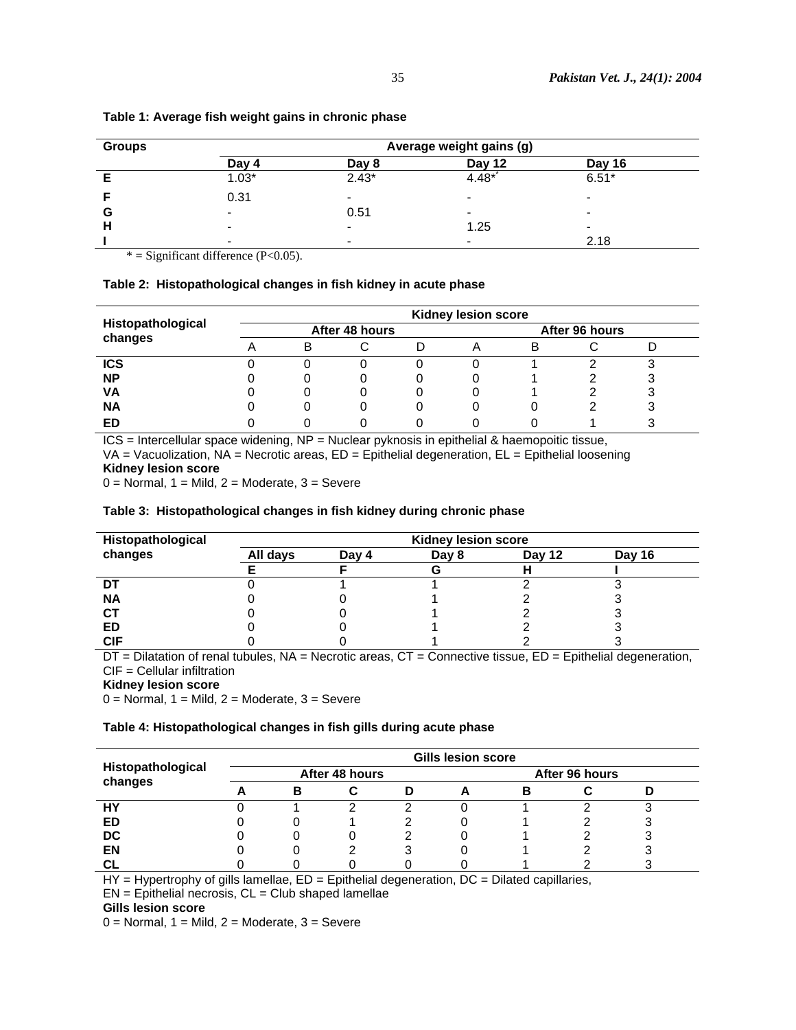**Table 1: Average fish weight gains in chronic phase**

| Groups | Average weight gains (g) | | | |
|---|---|---|---|---|
| | Day 4 | Day 8 | Day 12 | Day 16 |
| **E** | 1.03* | 2.43* | 4.48* | 6.51* |
| **F** | 0.31 | - | - | - |
| **G** | - | 0.51 | - | - |
| **H** | - | - | 1.25 | - |
| **I** | - | - | - | 2.18 |

\* = Significant difference (P<0.05).

**Table 2: Histopathological changes in fish kidney in acute phase**

| Histopathological changes | Kidney lesion score | | | | | | | |
|---|---|---|---|---|---|---|---|---|
| | After 48 hours | | | | After 96 hours | | | |
| | A | B | C | D | A | B | C | D |
| **ICS** | 0 | 0 | 0 | 0 | 0 | 1 | 2 | 3 |
| **NP** | 0 | 0 | 0 | 0 | 0 | 1 | 2 | 3 |
| **VA** | 0 | 0 | 0 | 0 | 0 | 1 | 2 | 3 |
| **NA** | 0 | 0 | 0 | 0 | 0 | 0 | 2 | 3 |
| **ED** | 0 | 0 | 0 | 0 | 0 | 0 | 1 | 3 |

ICS = Intercellular space widening, NP = Nuclear pyknosis in epithelial & haemopoitic tissue,
VA = Vacuolization, NA = Necrotic areas, ED = Epithelial degeneration, EL = Epithelial loosening

**Kidney lesion score**

0 = Normal, 1 = Mild, 2 = Moderate, 3 = Severe

**Table 3: Histopathological changes in fish kidney during chronic phase**

| Histopathological changes | Kidney lesion score | | | | |
|---|---|---|---|---|---|
| | All days | Day 4 | Day 8 | Day 12 | Day 16 |
| | **E** | **F** | **G** | **H** | **I** |
| **DT** | 0 | 1 | 1 | 2 | 3 |
| **NA** | 0 | 0 | 1 | 2 | 3 |
| **CT** | 0 | 0 | 1 | 2 | 3 |
| **ED** | 0 | 0 | 1 | 2 | 3 |
| **CIF** | 0 | 0 | 1 | 2 | 3 |

DT = Dilatation of renal tubules, NA = Necrotic areas, CT = Connective tissue, ED = Epithelial degeneration, CIF = Cellular infiltration

**Kidney lesion score**

0 = Normal, 1 = Mild, 2 = Moderate, 3 = Severe

**Table 4: Histopathological changes in fish gills during acute phase**

| Histopathological changes | Gills lesion score | | | | | | | |
|---|---|---|---|---|---|---|---|---|
| | After 48 hours | | | | After 96 hours | | | |
| | A | B | C | D | A | B | C | D |
| **HY** | 0 | 1 | 2 | 2 | 0 | 1 | 2 | 3 |
| **ED** | 0 | 0 | 1 | 2 | 0 | 1 | 2 | 3 |
| **DC** | 0 | 0 | 0 | 2 | 0 | 1 | 2 | 3 |
| **EN** | 0 | 0 | 2 | 3 | 0 | 1 | 2 | 3 |
| **CL** | 0 | 0 | 0 | 0 | 0 | 1 | 2 | 3 |

HY = Hypertrophy of gills lamellae, ED = Epithelial degeneration, DC = Dilated capillaries,
EN = Epithelial necrosis, CL = Club shaped lamellae

**Gills lesion score**

0 = Normal, 1 = Mild, 2 = Moderate, 3 = Severe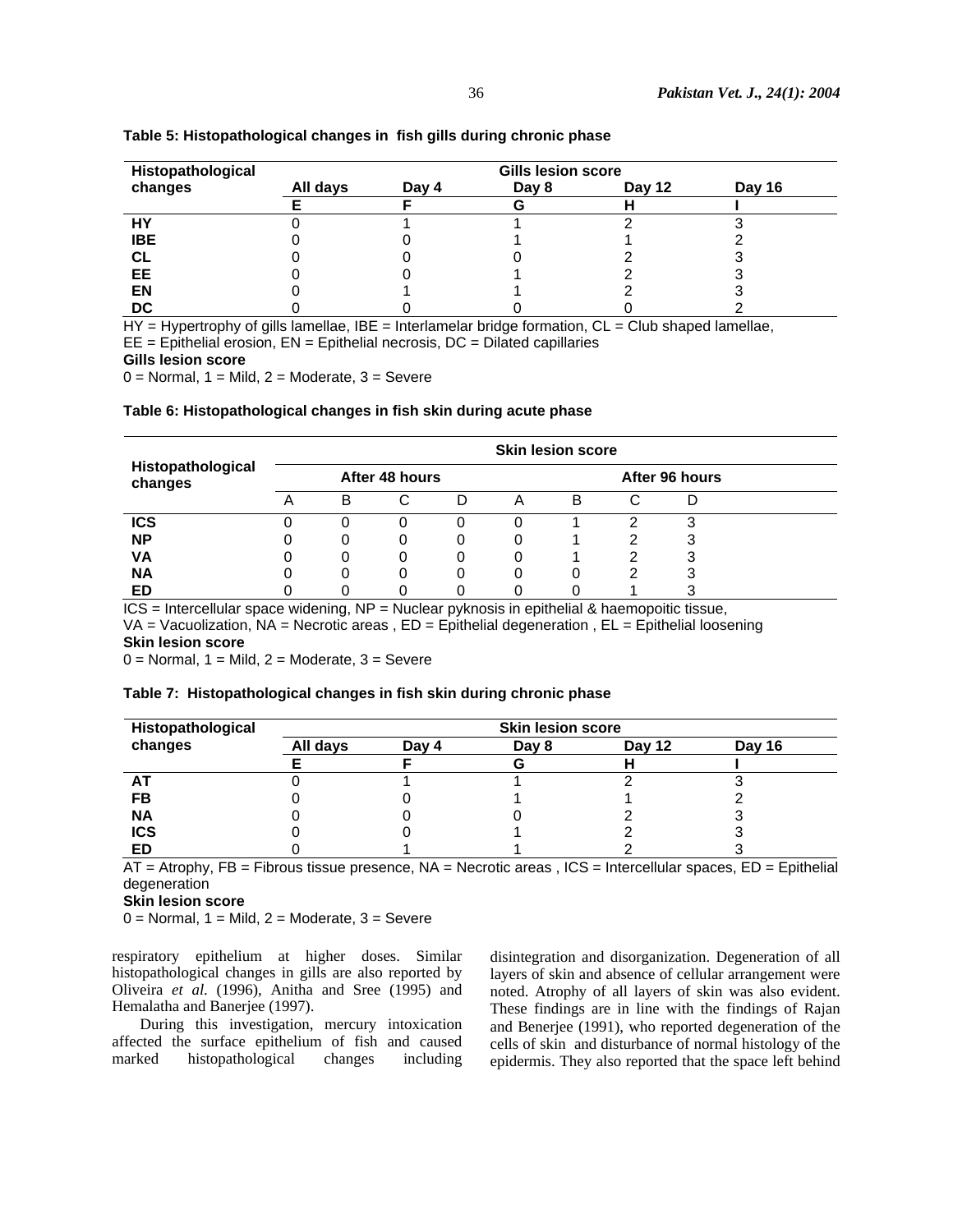**Table 5: Histopathological changes in fish gills during chronic phase**

| Histopathological changes | Gills lesion score | | | | |
|---|---|---|---|---|---|
| | All days | Day 4 | Day 8 | Day 12 | Day 16 |
| | E | F | G | H | I |
| HY | 0 | 1 | 1 | 2 | 3 |
| IBE | 0 | 0 | 1 | 1 | 2 |
| CL | 0 | 0 | 0 | 2 | 3 |
| EE | 0 | 0 | 1 | 2 | 3 |
| EN | 0 | 1 | 1 | 2 | 3 |
| DC | 0 | 0 | 0 | 0 | 2 |

HY = Hypertrophy of gills lamellae, IBE = Interlamelar bridge formation, CL = Club shaped lamellae, EE = Epithelial erosion, EN = Epithelial necrosis, DC = Dilated capillaries

**Gills lesion score**

0 = Normal, 1 = Mild, 2 = Moderate, 3 = Severe

**Table 6: Histopathological changes in fish skin during acute phase**

| Histopathological changes | Skin lesion score | | | | | | | |
|---|---|---|---|---|---|---|---|---|
| | After 48 hours | | | | After 96 hours | | | |
| | A | B | C | D | A | B | C | D |
| ICS | 0 | 0 | 0 | 0 | 0 | 1 | 2 | 3 |
| NP | 0 | 0 | 0 | 0 | 0 | 1 | 2 | 3 |
| VA | 0 | 0 | 0 | 0 | 0 | 1 | 2 | 3 |
| NA | 0 | 0 | 0 | 0 | 0 | 0 | 2 | 3 |
| ED | 0 | 0 | 0 | 0 | 0 | 0 | 1 | 3 |

ICS = Intercellular space widening, NP = Nuclear pyknosis in epithelial & haemopoitic tissue, VA = Vacuolization, NA = Necrotic areas , ED = Epithelial degeneration , EL = Epithelial loosening

**Skin lesion score**

0 = Normal, 1 = Mild, 2 = Moderate, 3 = Severe

**Table 7: Histopathological changes in fish skin during chronic phase**

| Histopathological changes | Skin lesion score | | | | |
|---|---|---|---|---|---|
| | All days | Day 4 | Day 8 | Day 12 | Day 16 |
| | E | F | G | H | I |
| AT | 0 | 1 | 1 | 2 | 3 |
| FB | 0 | 0 | 1 | 1 | 2 |
| NA | 0 | 0 | 0 | 2 | 3 |
| ICS | 0 | 0 | 1 | 2 | 3 |
| ED | 0 | 1 | 1 | 2 | 3 |

AT = Atrophy, FB = Fibrous tissue presence, NA = Necrotic areas , ICS = Intercellular spaces, ED = Epithelial degeneration

**Skin lesion score**

0 = Normal, 1 = Mild, 2 = Moderate, 3 = Severe

respiratory epithelium at higher doses. Similar histopathological changes in gills are also reported by Oliveira *et al*. (1996), Anitha and Sree (1995) and Hemalatha and Banerjee (1997).

During this investigation, mercury intoxication affected the surface epithelium of fish and caused marked histopathological changes including disintegration and disorganization. Degeneration of all layers of skin and absence of cellular arrangement were noted. Atrophy of all layers of skin was also evident. These findings are in line with the findings of Rajan and Benerjee (1991), who reported degeneration of the cells of skin and disturbance of normal histology of the epidermis. They also reported that the space left behind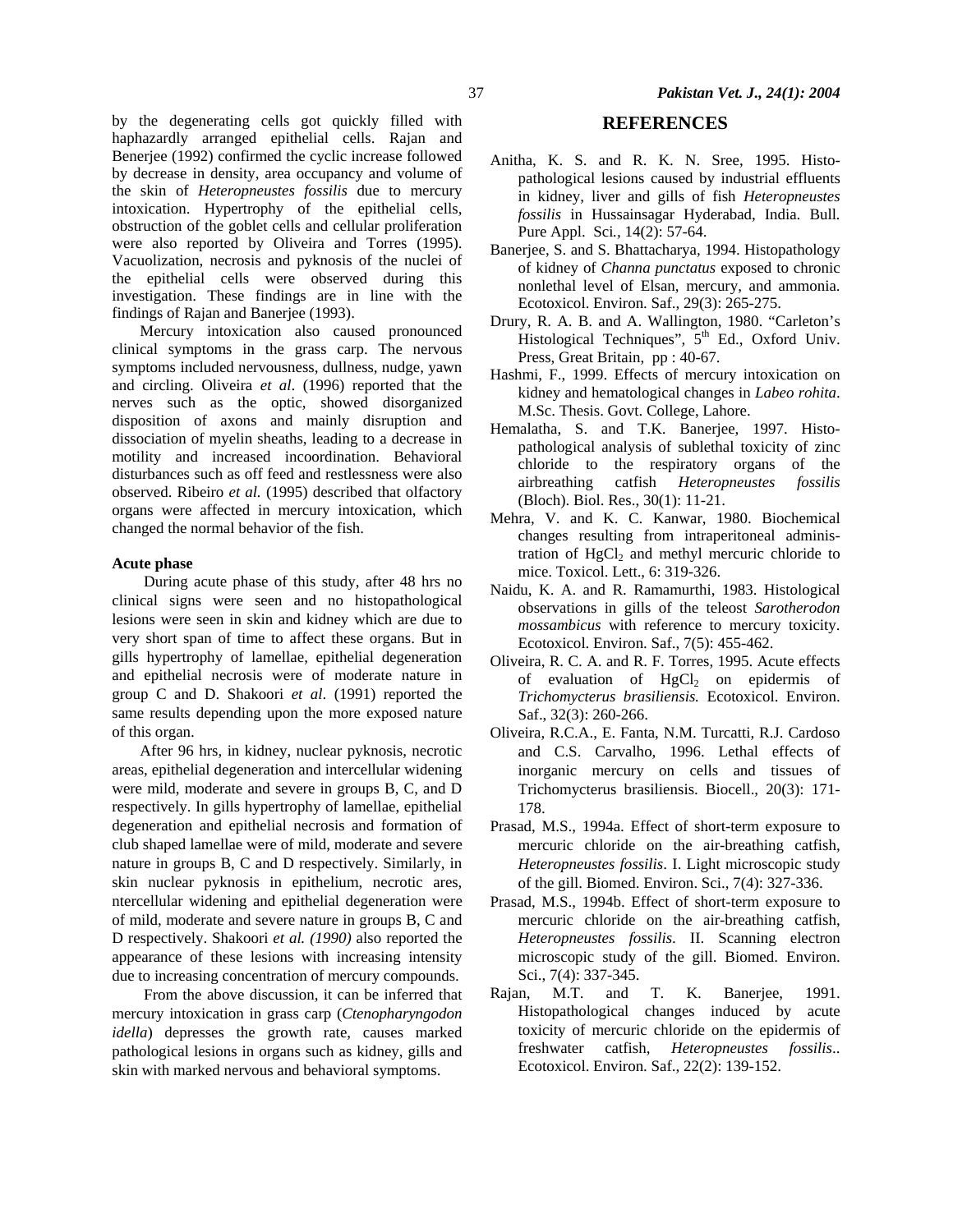by the degenerating cells got quickly filled with haphazardly arranged epithelial cells. Rajan and Benerjee (1992) confirmed the cyclic increase followed by decrease in density, area occupancy and volume of the skin of *Heteropneustes fossilis* due to mercury intoxication. Hypertrophy of the epithelial cells, obstruction of the goblet cells and cellular proliferation were also reported by Oliveira and Torres (1995). Vacuolization, necrosis and pyknosis of the nuclei of the epithelial cells were observed during this investigation. These findings are in line with the findings of Rajan and Banerjee (1993).

Mercury intoxication also caused pronounced clinical symptoms in the grass carp. The nervous symptoms included nervousness, dullness, nudge, yawn and circling. Oliveira *et al*. (1996) reported that the nerves such as the optic, showed disorganized disposition of axons and mainly disruption and dissociation of myelin sheaths, leading to a decrease in motility and increased incoordination. Behavioral disturbances such as off feed and restlessness were also observed. Ribeiro *et al.* (1995) described that olfactory organs were affected in mercury intoxication, which changed the normal behavior of the fish.

**Acute phase**

During acute phase of this study, after 48 hrs no clinical signs were seen and no histopathological lesions were seen in skin and kidney which are due to very short span of time to affect these organs. But in gills hypertrophy of lamellae, epithelial degeneration and epithelial necrosis were of moderate nature in group C and D. Shakoori *et al*. (1991) reported the same results depending upon the more exposed nature of this organ.

After 96 hrs, in kidney, nuclear pyknosis, necrotic areas, epithelial degeneration and intercellular widening were mild, moderate and severe in groups B, C, and D respectively. In gills hypertrophy of lamellae, epithelial degeneration and epithelial necrosis and formation of club shaped lamellae were of mild, moderate and severe nature in groups B, C and D respectively. Similarly, in skin nuclear pyknosis in epithelium, necrotic ares, ntercellular widening and epithelial degeneration were of mild, moderate and severe nature in groups B, C and D respectively. Shakoori *et al. (1990)* also reported the appearance of these lesions with increasing intensity due to increasing concentration of mercury compounds.

From the above discussion, it can be inferred that mercury intoxication in grass carp (*Ctenopharyngodon idella*) depresses the growth rate, causes marked pathological lesions in organs such as kidney, gills and skin with marked nervous and behavioral symptoms.

## REFERENCES

Anitha, K. S. and R. K. N. Sree, 1995. Histo-pathological lesions caused by industrial effluents in kidney, liver and gills of fish *Heteropneustes fossilis* in Hussainsagar Hyderabad, India. Bull. Pure Appl. Sci., 14(2): 57-64.

Banerjee, S. and S. Bhattacharya, 1994. Histopathology of kidney of *Channa punctatus* exposed to chronic nonlethal level of Elsan, mercury, and ammonia. Ecotoxicol. Environ. Saf., 29(3): 265-275.

Drury, R. A. B. and A. Wallington, 1980. "Carleton's Histological Techniques", 5th Ed., Oxford Univ. Press, Great Britain, pp : 40-67.

Hashmi, F., 1999. Effects of mercury intoxication on kidney and hematological changes in *Labeo rohita*. M.Sc. Thesis. Govt. College, Lahore.

Hemalatha, S. and T.K. Banerjee, 1997. Histo-pathological analysis of sublethal toxicity of zinc chloride to the respiratory organs of the airbreathing catfish *Heteropneustes fossilis* (Bloch). Biol. Res., 30(1): 11-21.

Mehra, V. and K. C. Kanwar, 1980. Biochemical changes resulting from intraperitoneal administration of $HgCl_2$ and methyl mercuric chloride to mice. Toxicol. Lett., 6: 319-326.

Naidu, K. A. and R. Ramamurthi, 1983. Histological observations in gills of the teleost *Sarotherodon mossambicus* with reference to mercury toxicity. Ecotoxicol. Environ. Saf., 7(5): 455-462.

Oliveira, R. C. A. and R. F. Torres, 1995. Acute effects of evaluation of $HgCl_2$ on epidermis of *Trichomycterus brasiliensis.* Ecotoxicol. Environ. Saf., 32(3): 260-266.

Oliveira, R.C.A., E. Fanta, N.M. Turcatti, R.J. Cardoso and C.S. Carvalho, 1996. Lethal effects of inorganic mercury on cells and tissues of Trichomycterus brasiliensis. Biocell., 20(3): 171-178.

Prasad, M.S., 1994a. Effect of short-term exposure to mercuric chloride on the air-breathing catfish, *Heteropneustes fossilis*. I. Light microscopic study of the gill. Biomed. Environ. Sci., 7(4): 327-336.

Prasad, M.S., 1994b. Effect of short-term exposure to mercuric chloride on the air-breathing catfish, *Heteropneustes fossilis*. II. Scanning electron microscopic study of the gill. Biomed. Environ. Sci., 7(4): 337-345.

Rajan, M.T. and T. K. Banerjee, 1991. Histopathological changes induced by acute toxicity of mercuric chloride on the epidermis of freshwater catfish, *Heteropneustes fossilis*.. Ecotoxicol. Environ. Saf., 22(2): 139-152.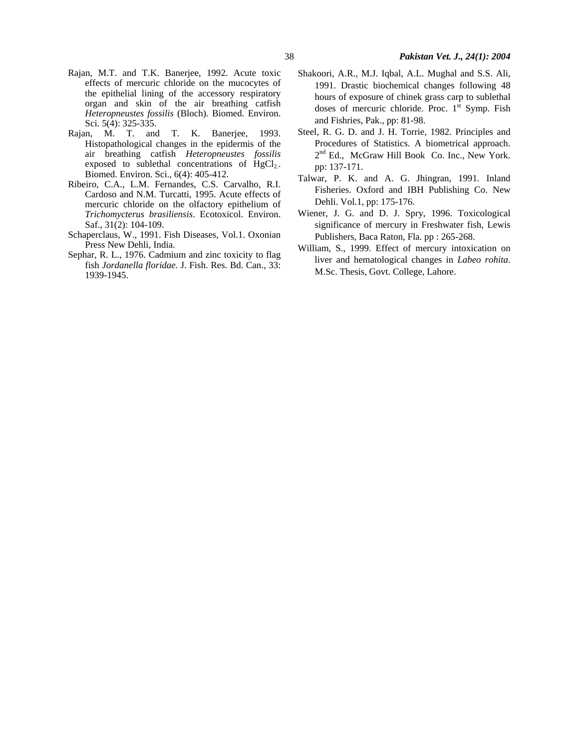Rajan, M.T. and T.K. Banerjee, 1992. Acute toxic effects of mercuric chloride on the mucocytes of the epithelial lining of the accessory respiratory organ and skin of the air breathing catfish *Heteropneustes fossilis* (Bloch). Biomed. Environ. Sci. 5(4): 325-335.

Rajan, M. T. and T. K. Banerjee, 1993. Histopathological changes in the epidermis of the air breathing catfish *Heteropneustes fossilis* exposed to sublethal concentrations of $HgCl_2$. Biomed. Environ. Sci., 6(4): 405-412.

Ribeiro, C.A., L.M. Fernandes, C.S. Carvalho, R.I. Cardoso and N.M. Turcatti, 1995. Acute effects of mercuric chloride on the olfactory epithelium of *Trichomycterus brasiliensis*. Ecotoxicol. Environ. Saf., 31(2): 104-109.

Schaperclaus, W., 1991. Fish Diseases, Vol.1. Oxonian Press New Dehli, India.

Sephar, R. L., 1976. Cadmium and zinc toxicity to flag fish *Jordanella floridae*. J. Fish. Res. Bd. Can., 33: 1939-1945.

Shakoori, A.R., M.J. Iqbal, A.L. Mughal and S.S. Ali, 1991. Drastic biochemical changes following 48 hours of exposure of chinek grass carp to sublethal doses of mercuric chloride. Proc. 1st Symp. Fish and Fishries, Pak., pp: 81-98.

Steel, R. G. D. and J. H. Torrie, 1982. Principles and Procedures of Statistics. A biometrical approach. 2nd Ed., McGraw Hill Book Co. Inc., New York. pp: 137-171.

Talwar, P. K. and A. G. Jhingran, 1991. Inland Fisheries. Oxford and IBH Publishing Co. New Dehli. Vol.1, pp: 175-176.

Wiener, J. G. and D. J. Spry, 1996. Toxicological significance of mercury in Freshwater fish, Lewis Publishers, Baca Raton, Fla. pp : 265-268.

William, S., 1999. Effect of mercury intoxication on liver and hematological changes in *Labeo rohita*. M.Sc. Thesis, Govt. College, Lahore.